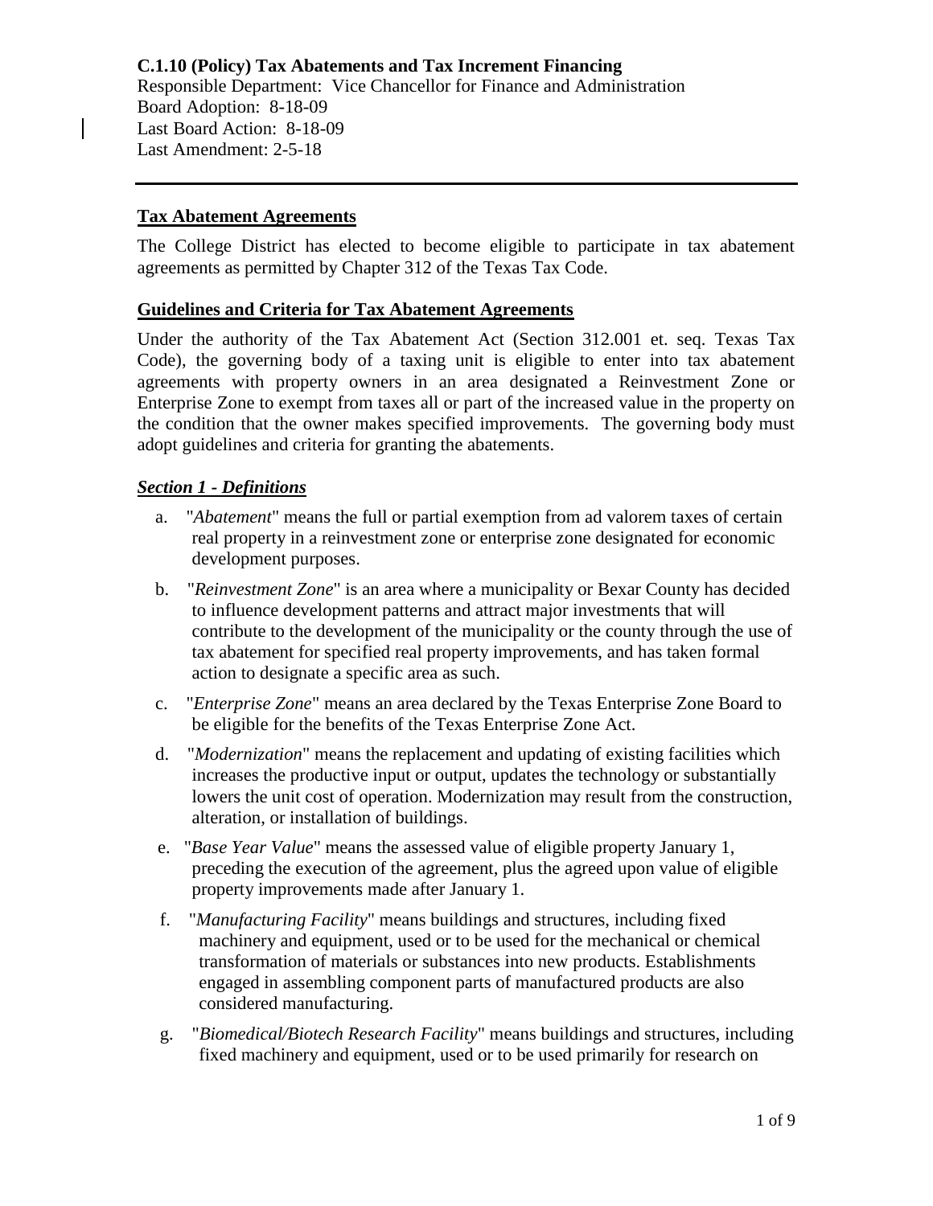**C.1.10 (Policy) Tax Abatements and Tax Increment Financing**
Responsible Department: Vice Chancellor for Finance and Administration
Board Adoption: 8-18-09
Last Board Action: 8-18-09
Last Amendment: 2-5-18

---

## Tax Abatement Agreements

The College District has elected to become eligible to participate in tax abatement agreements as permitted by Chapter 312 of the Texas Tax Code.

## Guidelines and Criteria for Tax Abatement Agreements

Under the authority of the Tax Abatement Act (Section 312.001 et. seq. Texas Tax Code), the governing body of a taxing unit is eligible to enter into tax abatement agreements with property owners in an area designated a Reinvestment Zone or Enterprise Zone to exempt from taxes all or part of the increased value in the property on the condition that the owner makes specified improvements. The governing body must adopt guidelines and criteria for granting the abatements.

### *Section 1 - Definitions*

a. "*Abatement*" means the full or partial exemption from ad valorem taxes of certain real property in a reinvestment zone or enterprise zone designated for economic development purposes.

b. "*Reinvestment Zone*" is an area where a municipality or Bexar County has decided to influence development patterns and attract major investments that will contribute to the development of the municipality or the county through the use of tax abatement for specified real property improvements, and has taken formal action to designate a specific area as such.

c. "*Enterprise Zone*" means an area declared by the Texas Enterprise Zone Board to be eligible for the benefits of the Texas Enterprise Zone Act.

d. "*Modernization*" means the replacement and updating of existing facilities which increases the productive input or output, updates the technology or substantially lowers the unit cost of operation. Modernization may result from the construction, alteration, or installation of buildings.

e. "*Base Year Value*" means the assessed value of eligible property January 1, preceding the execution of the agreement, plus the agreed upon value of eligible property improvements made after January 1.

f. "*Manufacturing Facility*" means buildings and structures, including fixed machinery and equipment, used or to be used for the mechanical or chemical transformation of materials or substances into new products. Establishments engaged in assembling component parts of manufactured products are also considered manufacturing.

g. "*Biomedical/Biotech Research Facility*" means buildings and structures, including fixed machinery and equipment, used or to be used primarily for research on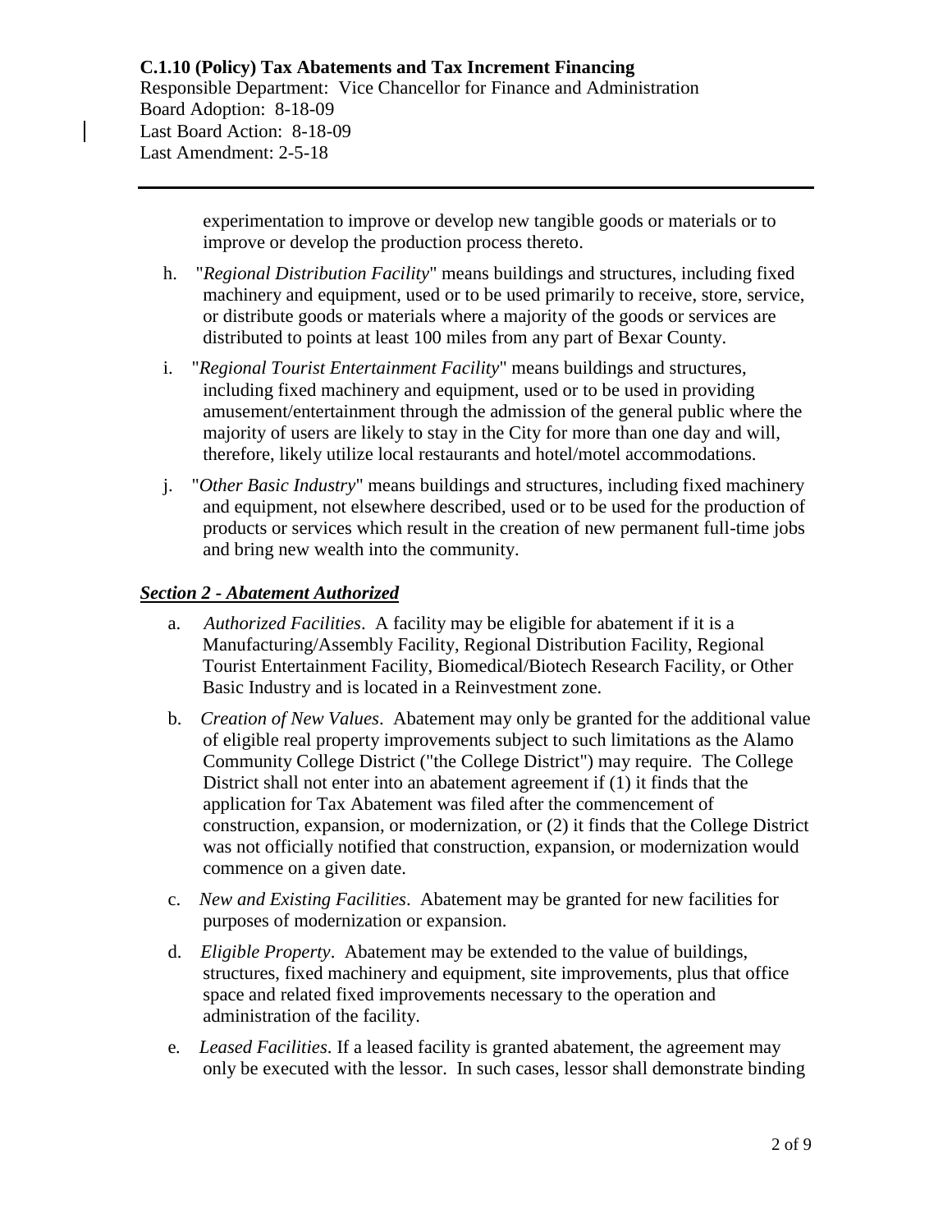experimentation to improve or develop new tangible goods or materials or to improve or develop the production process thereto.

h. "*Regional Distribution Facility*" means buildings and structures, including fixed machinery and equipment, used or to be used primarily to receive, store, service, or distribute goods or materials where a majority of the goods or services are distributed to points at least 100 miles from any part of Bexar County.

i. "*Regional Tourist Entertainment Facility*" means buildings and structures, including fixed machinery and equipment, used or to be used in providing amusement/entertainment through the admission of the general public where the majority of users are likely to stay in the City for more than one day and will, therefore, likely utilize local restaurants and hotel/motel accommodations.

j. "*Other Basic Industry*" means buildings and structures, including fixed machinery and equipment, not elsewhere described, used or to be used for the production of products or services which result in the creation of new permanent full-time jobs and bring new wealth into the community.

## ***Section 2 - Abatement Authorized***

a. *Authorized Facilities*. A facility may be eligible for abatement if it is a Manufacturing/Assembly Facility, Regional Distribution Facility, Regional Tourist Entertainment Facility, Biomedical/Biotech Research Facility, or Other Basic Industry and is located in a Reinvestment zone.

b. *Creation of New Values*. Abatement may only be granted for the additional value of eligible real property improvements subject to such limitations as the Alamo Community College District ("the College District") may require. The College District shall not enter into an abatement agreement if (1) it finds that the application for Tax Abatement was filed after the commencement of construction, expansion, or modernization, or (2) it finds that the College District was not officially notified that construction, expansion, or modernization would commence on a given date.

c. *New and Existing Facilities*. Abatement may be granted for new facilities for purposes of modernization or expansion.

d. *Eligible Property*. Abatement may be extended to the value of buildings, structures, fixed machinery and equipment, site improvements, plus that office space and related fixed improvements necessary to the operation and administration of the facility.

e. *Leased Facilities*. If a leased facility is granted abatement, the agreement may only be executed with the lessor. In such cases, lessor shall demonstrate binding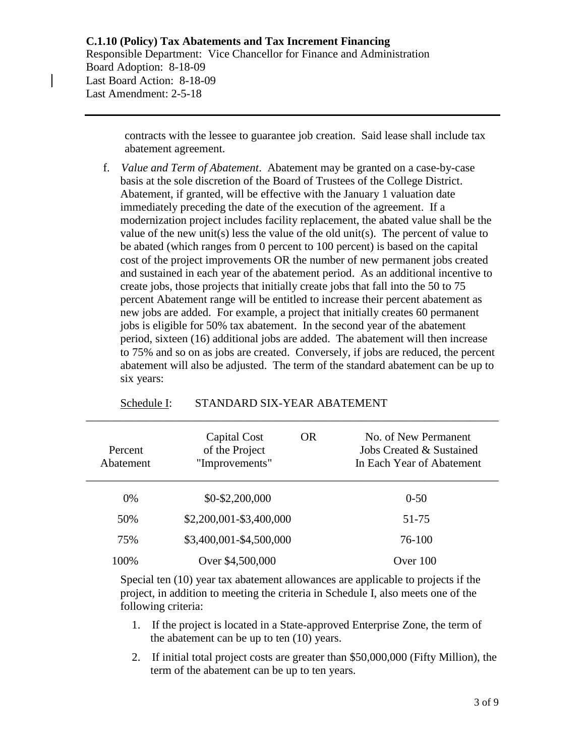contracts with the lessee to guarantee job creation. Said lease shall include tax abatement agreement.

f. *Value and Term of Abatement*. Abatement may be granted on a case-by-case basis at the sole discretion of the Board of Trustees of the College District. Abatement, if granted, will be effective with the January 1 valuation date immediately preceding the date of the execution of the agreement. If a modernization project includes facility replacement, the abated value shall be the value of the new unit(s) less the value of the old unit(s). The percent of value to be abated (which ranges from 0 percent to 100 percent) is based on the capital cost of the project improvements OR the number of new permanent jobs created and sustained in each year of the abatement period. As an additional incentive to create jobs, those projects that initially create jobs that fall into the 50 to 75 percent Abatement range will be entitled to increase their percent abatement as new jobs are added. For example, a project that initially creates 60 permanent jobs is eligible for 50% tax abatement. In the second year of the abatement period, sixteen (16) additional jobs are added. The abatement will then increase to 75% and so on as jobs are created. Conversely, if jobs are reduced, the percent abatement will also be adjusted. The term of the standard abatement can be up to six years:

Schedule I: STANDARD SIX-YEAR ABATEMENT

| Percent Abatement | Capital Cost of the Project "Improvements" | OR | No. of New Permanent Jobs Created & Sustained In Each Year of Abatement |
|---|---|---|---|
| 0% | $0-$2,200,000 | | 0-50 |
| 50% | $2,200,001-$3,400,000 | | 51-75 |
| 75% | $3,400,001-$4,500,000 | | 76-100 |
| 100% | Over $4,500,000 | | Over 100 |

Special ten (10) year tax abatement allowances are applicable to projects if the project, in addition to meeting the criteria in Schedule I, also meets one of the following criteria:

1. If the project is located in a State-approved Enterprise Zone, the term of the abatement can be up to ten (10) years.
2. If initial total project costs are greater than $50,000,000 (Fifty Million), the term of the abatement can be up to ten years.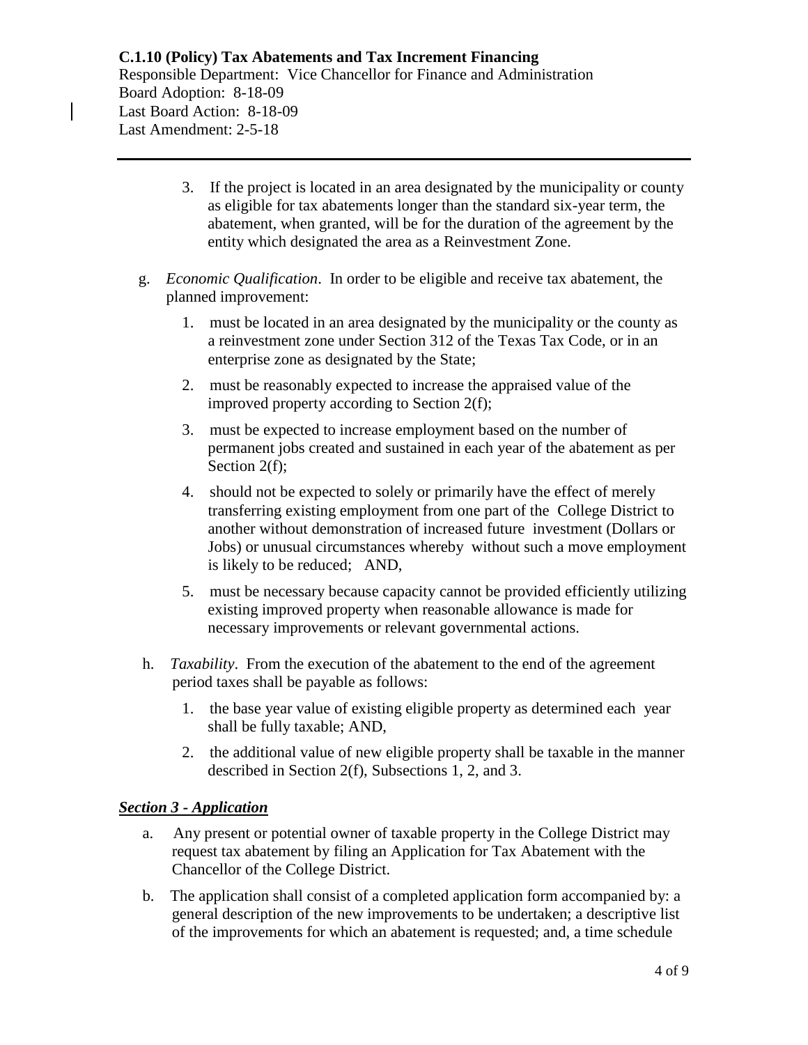3. If the project is located in an area designated by the municipality or county as eligible for tax abatements longer than the standard six-year term, the abatement, when granted, will be for the duration of the agreement by the entity which designated the area as a Reinvestment Zone.

g. *Economic Qualification*. In order to be eligible and receive tax abatement, the planned improvement:

   1. must be located in an area designated by the municipality or the county as a reinvestment zone under Section 312 of the Texas Tax Code, or in an enterprise zone as designated by the State;

   2. must be reasonably expected to increase the appraised value of the improved property according to Section 2(f);

   3. must be expected to increase employment based on the number of permanent jobs created and sustained in each year of the abatement as per Section 2(f);

   4. should not be expected to solely or primarily have the effect of merely transferring existing employment from one part of the College District to another without demonstration of increased future investment (Dollars or Jobs) or unusual circumstances whereby without such a move employment is likely to be reduced; AND,

   5. must be necessary because capacity cannot be provided efficiently utilizing existing improved property when reasonable allowance is made for necessary improvements or relevant governmental actions.

h. *Taxability*. From the execution of the abatement to the end of the agreement period taxes shall be payable as follows:

   1. the base year value of existing eligible property as determined each year shall be fully taxable; AND,

   2. the additional value of new eligible property shall be taxable in the manner described in Section 2(f), Subsections 1, 2, and 3.

## ***Section 3 - Application***

a. Any present or potential owner of taxable property in the College District may request tax abatement by filing an Application for Tax Abatement with the Chancellor of the College District.

b. The application shall consist of a completed application form accompanied by: a general description of the new improvements to be undertaken; a descriptive list of the improvements for which an abatement is requested; and, a time schedule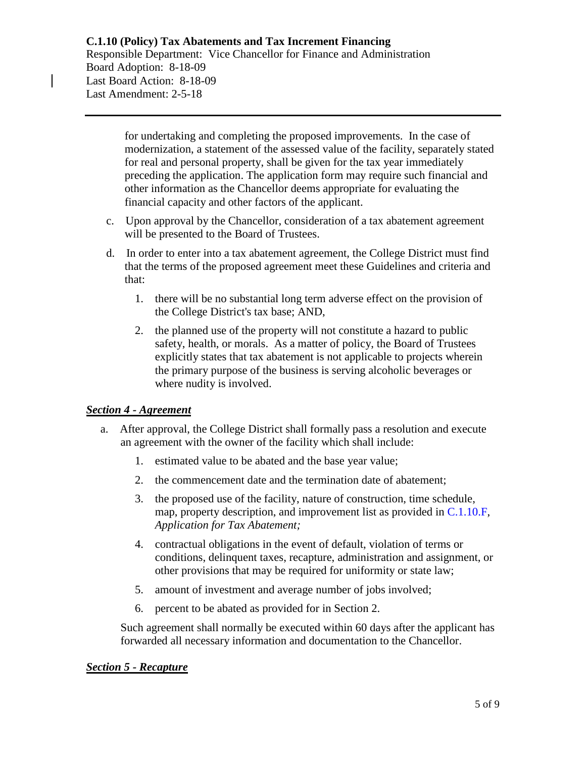for undertaking and completing the proposed improvements. In the case of modernization, a statement of the assessed value of the facility, separately stated for real and personal property, shall be given for the tax year immediately preceding the application. The application form may require such financial and other information as the Chancellor deems appropriate for evaluating the financial capacity and other factors of the applicant.

c. Upon approval by the Chancellor, consideration of a tax abatement agreement will be presented to the Board of Trustees.

d. In order to enter into a tax abatement agreement, the College District must find that the terms of the proposed agreement meet these Guidelines and criteria and that:

   1. there will be no substantial long term adverse effect on the provision of the College District's tax base; AND,

   2. the planned use of the property will not constitute a hazard to public safety, health, or morals. As a matter of policy, the Board of Trustees explicitly states that tax abatement is not applicable to projects wherein the primary purpose of the business is serving alcoholic beverages or where nudity is involved.

***Section 4 - Agreement***

a. After approval, the College District shall formally pass a resolution and execute an agreement with the owner of the facility which shall include:

   1. estimated value to be abated and the base year value;

   2. the commencement date and the termination date of abatement;

   3. the proposed use of the facility, nature of construction, time schedule, map, property description, and improvement list as provided in C.1.10.F, *Application for Tax Abatement;*

   4. contractual obligations in the event of default, violation of terms or conditions, delinquent taxes, recapture, administration and assignment, or other provisions that may be required for uniformity or state law;

   5. amount of investment and average number of jobs involved;

   6. percent to be abated as provided for in Section 2.

   Such agreement shall normally be executed within 60 days after the applicant has forwarded all necessary information and documentation to the Chancellor.

***Section 5 - Recapture***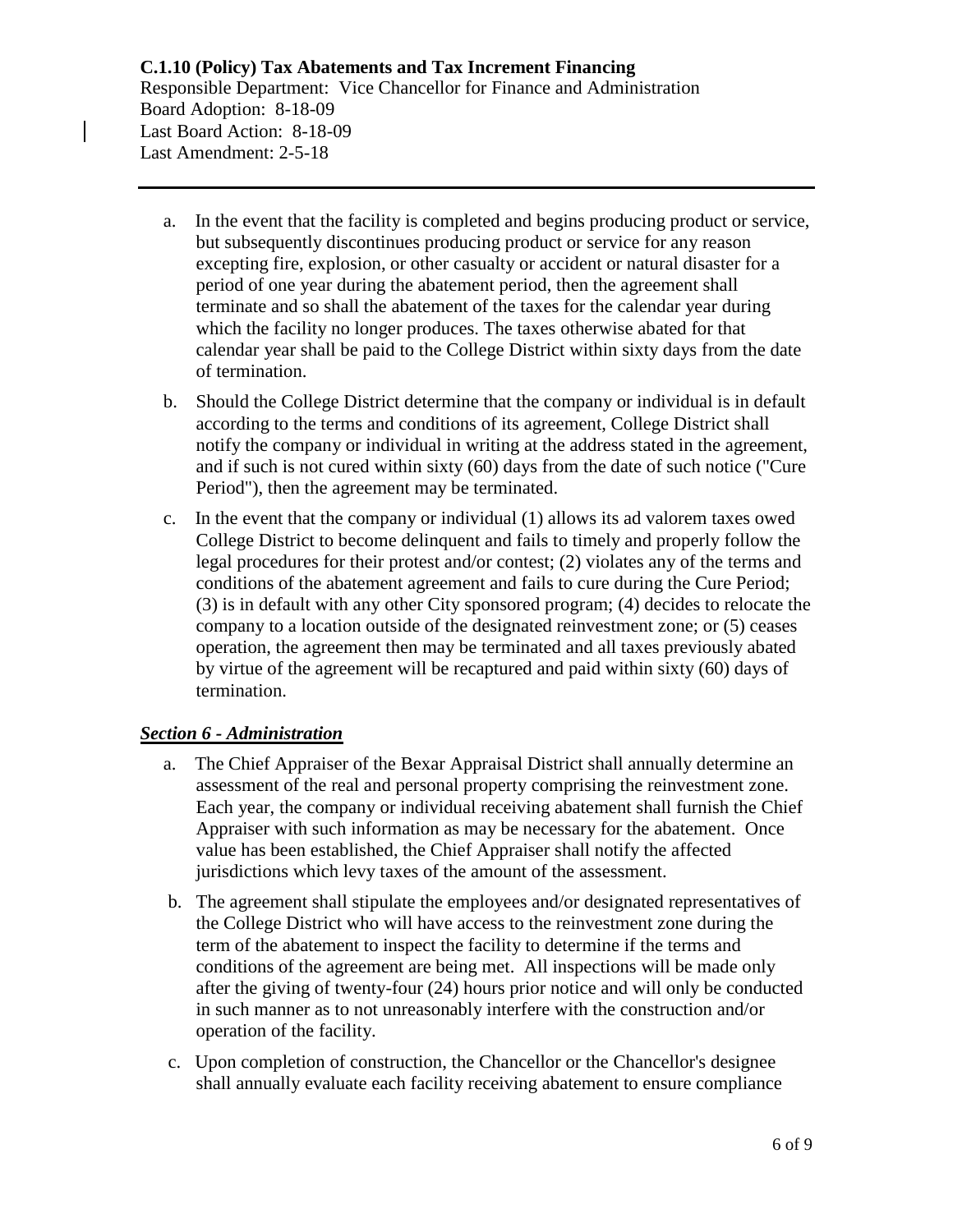a. In the event that the facility is completed and begins producing product or service, but subsequently discontinues producing product or service for any reason excepting fire, explosion, or other casualty or accident or natural disaster for a period of one year during the abatement period, then the agreement shall terminate and so shall the abatement of the taxes for the calendar year during which the facility no longer produces. The taxes otherwise abated for that calendar year shall be paid to the College District within sixty days from the date of termination.

b. Should the College District determine that the company or individual is in default according to the terms and conditions of its agreement, College District shall notify the company or individual in writing at the address stated in the agreement, and if such is not cured within sixty (60) days from the date of such notice ("Cure Period"), then the agreement may be terminated.

c. In the event that the company or individual (1) allows its ad valorem taxes owed College District to become delinquent and fails to timely and properly follow the legal procedures for their protest and/or contest; (2) violates any of the terms and conditions of the abatement agreement and fails to cure during the Cure Period; (3) is in default with any other City sponsored program; (4) decides to relocate the company to a location outside of the designated reinvestment zone; or (5) ceases operation, the agreement then may be terminated and all taxes previously abated by virtue of the agreement will be recaptured and paid within sixty (60) days of termination.

***Section 6 - Administration***

a. The Chief Appraiser of the Bexar Appraisal District shall annually determine an assessment of the real and personal property comprising the reinvestment zone. Each year, the company or individual receiving abatement shall furnish the Chief Appraiser with such information as may be necessary for the abatement. Once value has been established, the Chief Appraiser shall notify the affected jurisdictions which levy taxes of the amount of the assessment.

b. The agreement shall stipulate the employees and/or designated representatives of the College District who will have access to the reinvestment zone during the term of the abatement to inspect the facility to determine if the terms and conditions of the agreement are being met. All inspections will be made only after the giving of twenty-four (24) hours prior notice and will only be conducted in such manner as to not unreasonably interfere with the construction and/or operation of the facility.

c. Upon completion of construction, the Chancellor or the Chancellor's designee shall annually evaluate each facility receiving abatement to ensure compliance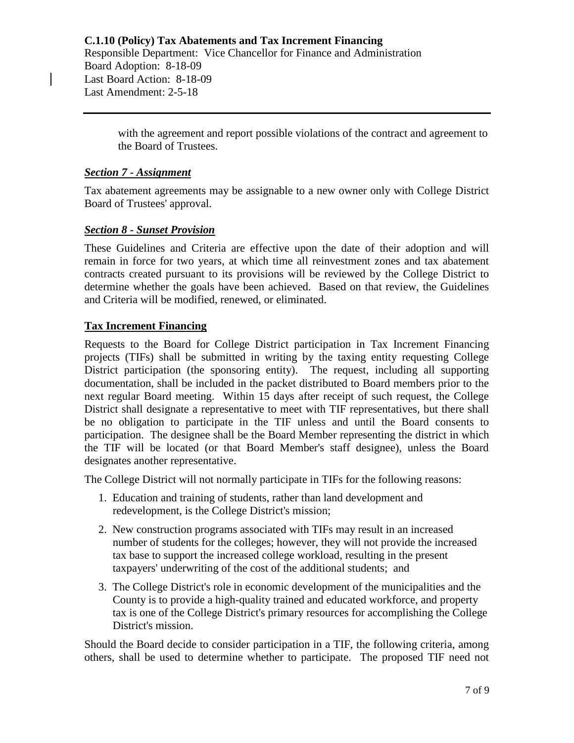with the agreement and report possible violations of the contract and agreement to the Board of Trustees.

***Section 7 - Assignment***

Tax abatement agreements may be assignable to a new owner only with College District Board of Trustees' approval.

***Section 8 - Sunset Provision***

These Guidelines and Criteria are effective upon the date of their adoption and will remain in force for two years, at which time all reinvestment zones and tax abatement contracts created pursuant to its provisions will be reviewed by the College District to determine whether the goals have been achieved. Based on that review, the Guidelines and Criteria will be modified, renewed, or eliminated.

**Tax Increment Financing**

Requests to the Board for College District participation in Tax Increment Financing projects (TIFs) shall be submitted in writing by the taxing entity requesting College District participation (the sponsoring entity). The request, including all supporting documentation, shall be included in the packet distributed to Board members prior to the next regular Board meeting. Within 15 days after receipt of such request, the College District shall designate a representative to meet with TIF representatives, but there shall be no obligation to participate in the TIF unless and until the Board consents to participation. The designee shall be the Board Member representing the district in which the TIF will be located (or that Board Member's staff designee), unless the Board designates another representative.

The College District will not normally participate in TIFs for the following reasons:

1. Education and training of students, rather than land development and redevelopment, is the College District's mission;
2. New construction programs associated with TIFs may result in an increased number of students for the colleges; however, they will not provide the increased tax base to support the increased college workload, resulting in the present taxpayers' underwriting of the cost of the additional students; and
3. The College District's role in economic development of the municipalities and the County is to provide a high-quality trained and educated workforce, and property tax is one of the College District's primary resources for accomplishing the College District's mission.

Should the Board decide to consider participation in a TIF, the following criteria, among others, shall be used to determine whether to participate. The proposed TIF need not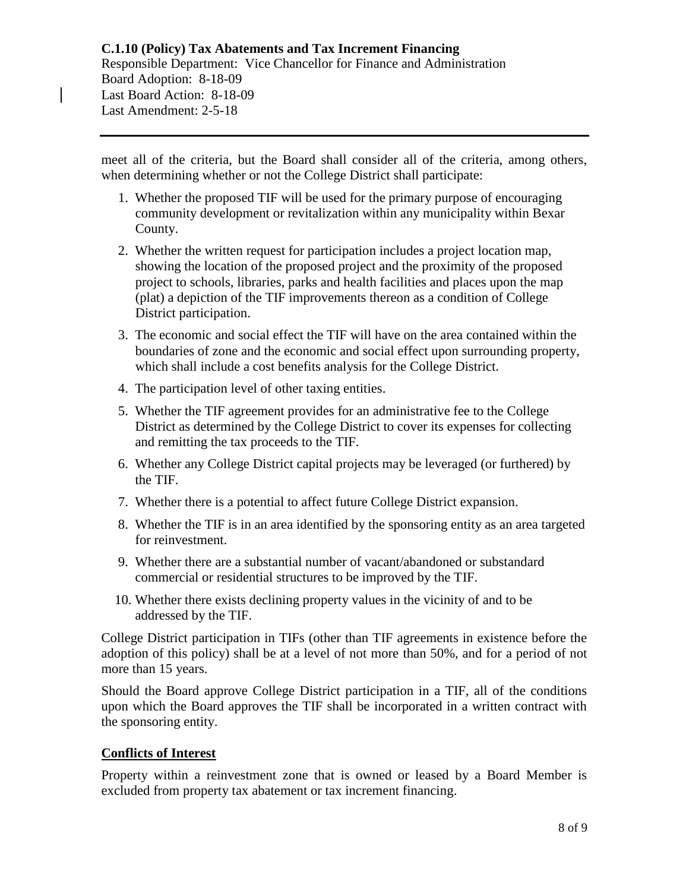meet all of the criteria, but the Board shall consider all of the criteria, among others, when determining whether or not the College District shall participate:

1. Whether the proposed TIF will be used for the primary purpose of encouraging community development or revitalization within any municipality within Bexar County.
2. Whether the written request for participation includes a project location map, showing the location of the proposed project and the proximity of the proposed project to schools, libraries, parks and health facilities and places upon the map (plat) a depiction of the TIF improvements thereon as a condition of College District participation.
3. The economic and social effect the TIF will have on the area contained within the boundaries of zone and the economic and social effect upon surrounding property, which shall include a cost benefits analysis for the College District.
4. The participation level of other taxing entities.
5. Whether the TIF agreement provides for an administrative fee to the College District as determined by the College District to cover its expenses for collecting and remitting the tax proceeds to the TIF.
6. Whether any College District capital projects may be leveraged (or furthered) by the TIF.
7. Whether there is a potential to affect future College District expansion.
8. Whether the TIF is in an area identified by the sponsoring entity as an area targeted for reinvestment.
9. Whether there are a substantial number of vacant/abandoned or substandard commercial or residential structures to be improved by the TIF.
10. Whether there exists declining property values in the vicinity of and to be addressed by the TIF.

College District participation in TIFs (other than TIF agreements in existence before the adoption of this policy) shall be at a level of not more than 50%, and for a period of not more than 15 years.

Should the Board approve College District participation in a TIF, all of the conditions upon which the Board approves the TIF shall be incorporated in a written contract with the sponsoring entity.

## Conflicts of Interest

Property within a reinvestment zone that is owned or leased by a Board Member is excluded from property tax abatement or tax increment financing.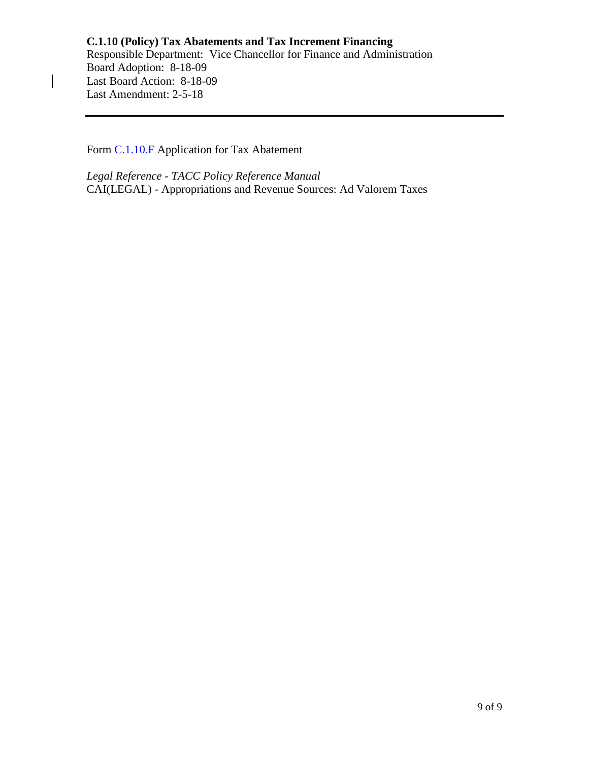**C.1.10 (Policy) Tax Abatements and Tax Increment Financing**
Responsible Department: Vice Chancellor for Finance and Administration
Board Adoption: 8-18-09
Last Board Action: 8-18-09
Last Amendment: 2-5-18

---

Form C.1.10.F Application for Tax Abatement

*Legal Reference - TACC Policy Reference Manual*
CAI(LEGAL) - Appropriations and Revenue Sources: Ad Valorem Taxes